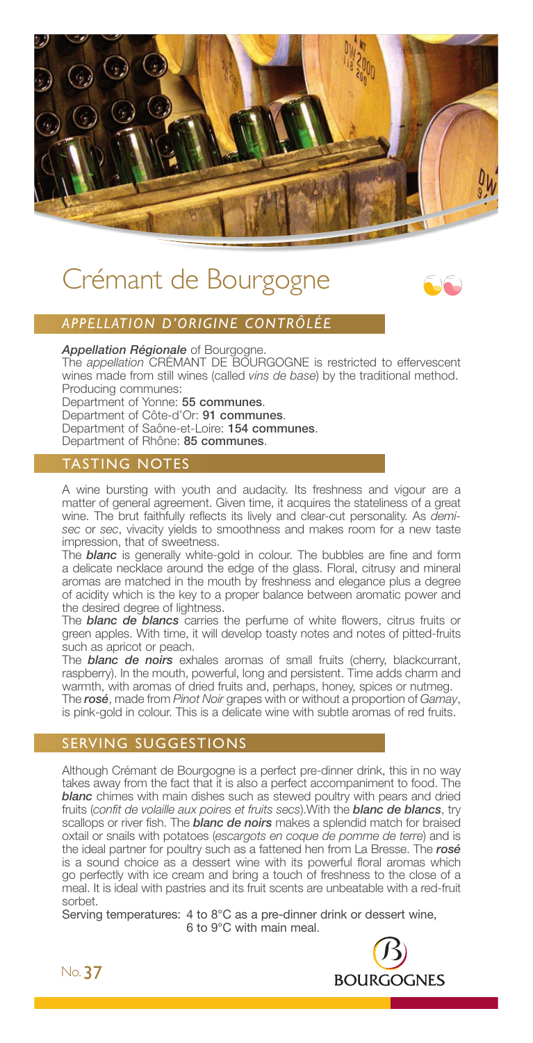# Crémant de Bourgogne

## *APPELLATION D'ORIGINE CONTRÔLÉE*

***Appellation Régionale*** of Bourgogne.

The *appellation* CRÉMANT DE BOURGOGNE is restricted to effervescent wines made from still wines (called *vins de base*) by the traditional method.

Producing communes:

Department of Yonne: **55 communes**.

Department of Côte-d'Or: **91 communes**.

Department of Saône-et-Loire: **154 communes**.

Department of Rhône: **85 communes**.

## TASTING NOTES

A wine bursting with youth and audacity. Its freshness and vigour are a matter of general agreement. Given time, it acquires the stateliness of a great wine. The brut faithfully reflects its lively and clear-cut personality. As *demi-sec* or *sec*, vivacity yields to smoothness and makes room for a new taste impression, that of sweetness.

The ***blanc*** is generally white-gold in colour. The bubbles are fine and form a delicate necklace around the edge of the glass. Floral, citrusy and mineral aromas are matched in the mouth by freshness and elegance plus a degree of acidity which is the key to a proper balance between aromatic power and the desired degree of lightness.

The ***blanc de blancs*** carries the perfume of white flowers, citrus fruits or green apples. With time, it will develop toasty notes and notes of pitted-fruits such as apricot or peach.

The ***blanc de noirs*** exhales aromas of small fruits (cherry, blackcurrant, raspberry). In the mouth, powerful, long and persistent. Time adds charm and warmth, with aromas of dried fruits and, perhaps, honey, spices or nutmeg.

The ***rosé***, made from *Pinot Noir* grapes with or without a proportion of *Gamay*, is pink-gold in colour. This is a delicate wine with subtle aromas of red fruits.

## SERVING SUGGESTIONS

Although Crémant de Bourgogne is a perfect pre-dinner drink, this in no way takes away from the fact that it is also a perfect accompaniment to food. The ***blanc*** chimes with main dishes such as stewed poultry with pears and dried fruits (*confit de volaille aux poires et fruits secs*).With the ***blanc de blancs***, try scallops or river fish. The ***blanc de noirs*** makes a splendid match for braised oxtail or snails with potatoes (*escargots en coque de pomme de terre*) and is the ideal partner for poultry such as a fattened hen from La Bresse. The ***rosé*** is a sound choice as a dessert wine with its powerful floral aromas which go perfectly with ice cream and bring a touch of freshness to the close of a meal. It is ideal with pastries and its fruit scents are unbeatable with a red-fruit sorbet.

Serving temperatures: 4 to 8°C as a pre-dinner drink or dessert wine,
6 to 9°C with main meal.

No. 37

BOURGOGNES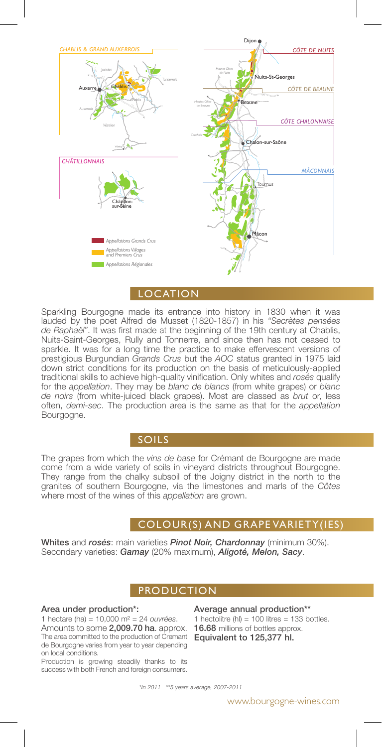CHABLIS & GRAND AUXERROIS

CÔTE DE NUITS

CÔTE DE BEAUNE

CÔTE CHALONNAISE

MÂCONNAIS

CHÂTILLONNAIS

Dijon

Nuits-St-Georges

Beaune

Chalon-sur-Saône

Tournus

Mâcon

Auxerre

Chablis

Châtillon-sur-Seine

Jovinien

Tonnerrois

Chablis

Auxerrois

Vézelien

Vézelay

Hautes Côtes de Nuits

Hautes Côtes de Beaune

Couchois

*Appellations Grands Crus*

*Appellations Villages* and *Premiers Crus*

*Appellations Régionales*

## LOCATION

Sparkling Bourgogne made its entrance into history in 1830 when it was lauded by the poet Alfred de Musset (1820-1857) in his *"Secrètes pensées de Raphaël"*. It was first made at the beginning of the 19th century at Chablis, Nuits-Saint-Georges, Rully and Tonnerre, and since then has not ceased to sparkle. It was for a long time the practice to make effervescent versions of prestigious Burgundian *Grands Crus* but the *AOC* status granted in 1975 laid down strict conditions for its production on the basis of meticulously-applied traditional skills to achieve high-quality vinification. Only whites and *rosés* qualify for the *appellation*. They may be *blanc de blancs* (from white grapes) or *blanc de noirs* (from white-juiced black grapes). Most are classed as *brut* or, less often, *demi-sec*. The production area is the same as that for the *appellation* Bourgogne.

## SOILS

The grapes from which the *vins de base* for Crémant de Bourgogne are made come from a wide variety of soils in vineyard districts throughout Bourgogne. They range from the chalky subsoil of the Joigny district in the north to the granites of southern Bourgogne, via the limestones and marls of the *Côtes* where most of the wines of this *appellation* are grown.

## COLOUR(S) AND GRAPE VARIETY(IES)

**Whites** and ***rosés***: main varieties ***Pinot Noir, Chardonnay*** (minimum 30%). Secondary varieties: ***Gamay*** (20% maximum), ***Aligoté, Melon, Sacy***.

## PRODUCTION

**Area under production\*:**

1 hectare (ha) = 10,000 m² = 24 *ouvrées*.

Amounts to some **2,009.70 ha**. approx.

The area committed to the production of Cremant de Bourgogne varies from year to year depending on local conditions.

Production is growing steadily thanks to its success with both French and foreign consumers.

**Average annual production\*\***

1 hectolitre (hl) = 100 litres = 133 bottles.

**16.68** millions of bottles approx.

**Equivalent to 125,377 hl.**

*\*In 2011 \*\*5 years average, 2007-2011*

www.bourgogne-wines.com